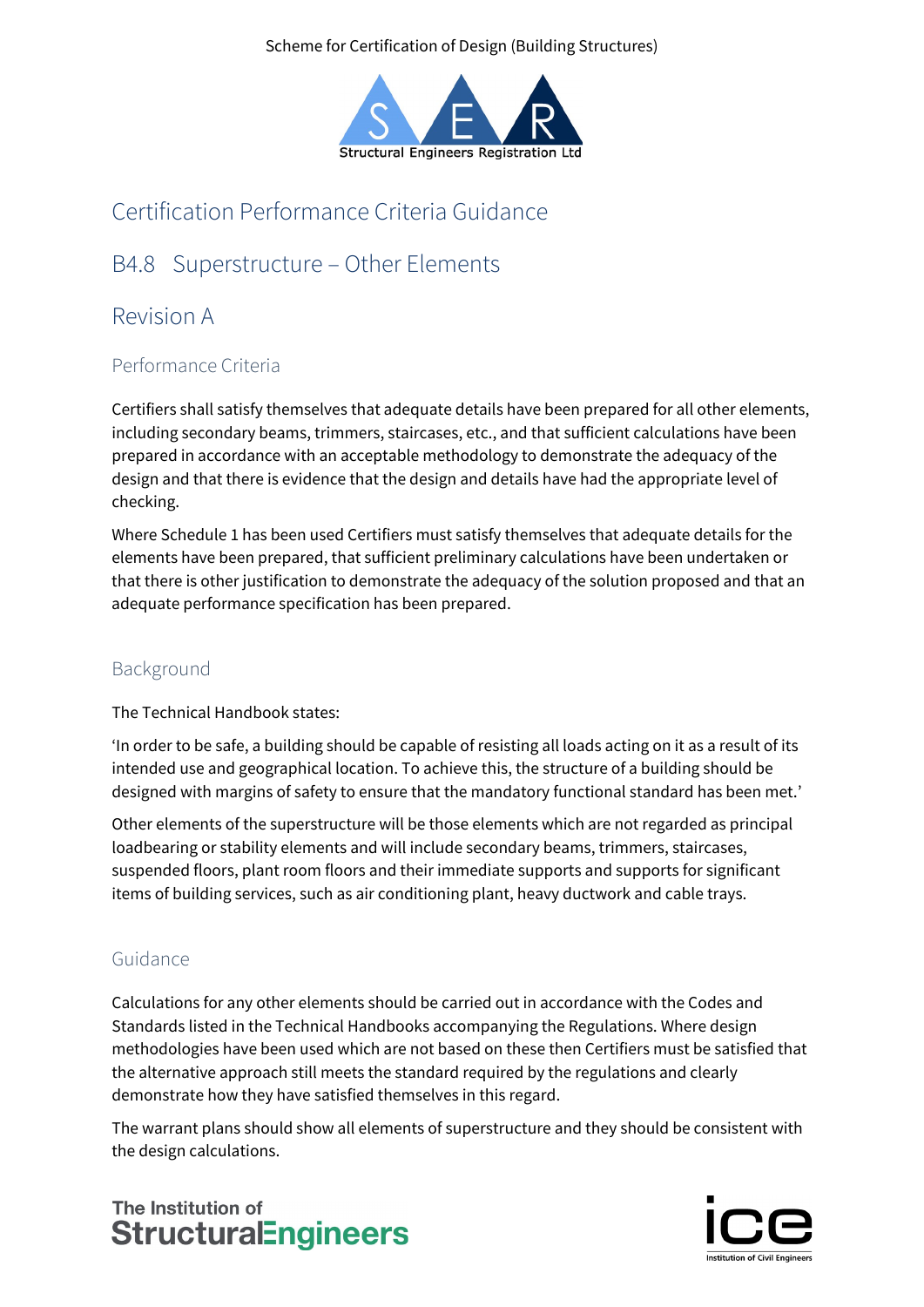Scheme for Certification of Design (Building Structures)

Structural Engineers Registration Ltd

# Certification Performance Criteria Guidance

## B4.8 Superstructure – Other Elements

## Revision A

### Performance Criteria

Certifiers shall satisfy themselves that adequate details have been prepared for all other elements, including secondary beams, trimmers, staircases, etc., and that sufficient calculations have been prepared in accordance with an acceptable methodology to demonstrate the adequacy of the design and that there is evidence that the design and details have had the appropriate level of checking.

Where Schedule 1 has been used Certifiers must satisfy themselves that adequate details for the elements have been prepared, that sufficient preliminary calculations have been undertaken or that there is other justification to demonstrate the adequacy of the solution proposed and that an adequate performance specification has been prepared.

### Background

The Technical Handbook states:

'In order to be safe, a building should be capable of resisting all loads acting on it as a result of its intended use and geographical location. To achieve this, the structure of a building should be designed with margins of safety to ensure that the mandatory functional standard has been met.'

Other elements of the superstructure will be those elements which are not regarded as principal loadbearing or stability elements and will include secondary beams, trimmers, staircases, suspended floors, plant room floors and their immediate supports and supports for significant items of building services, such as air conditioning plant, heavy ductwork and cable trays.

### Guidance

Calculations for any other elements should be carried out in accordance with the Codes and Standards listed in the Technical Handbooks accompanying the Regulations. Where design methodologies have been used which are not based on these then Certifiers must be satisfied that the alternative approach still meets the standard required by the regulations and clearly demonstrate how they have satisfied themselves in this regard.

The warrant plans should show all elements of superstructure and they should be consistent with the design calculations.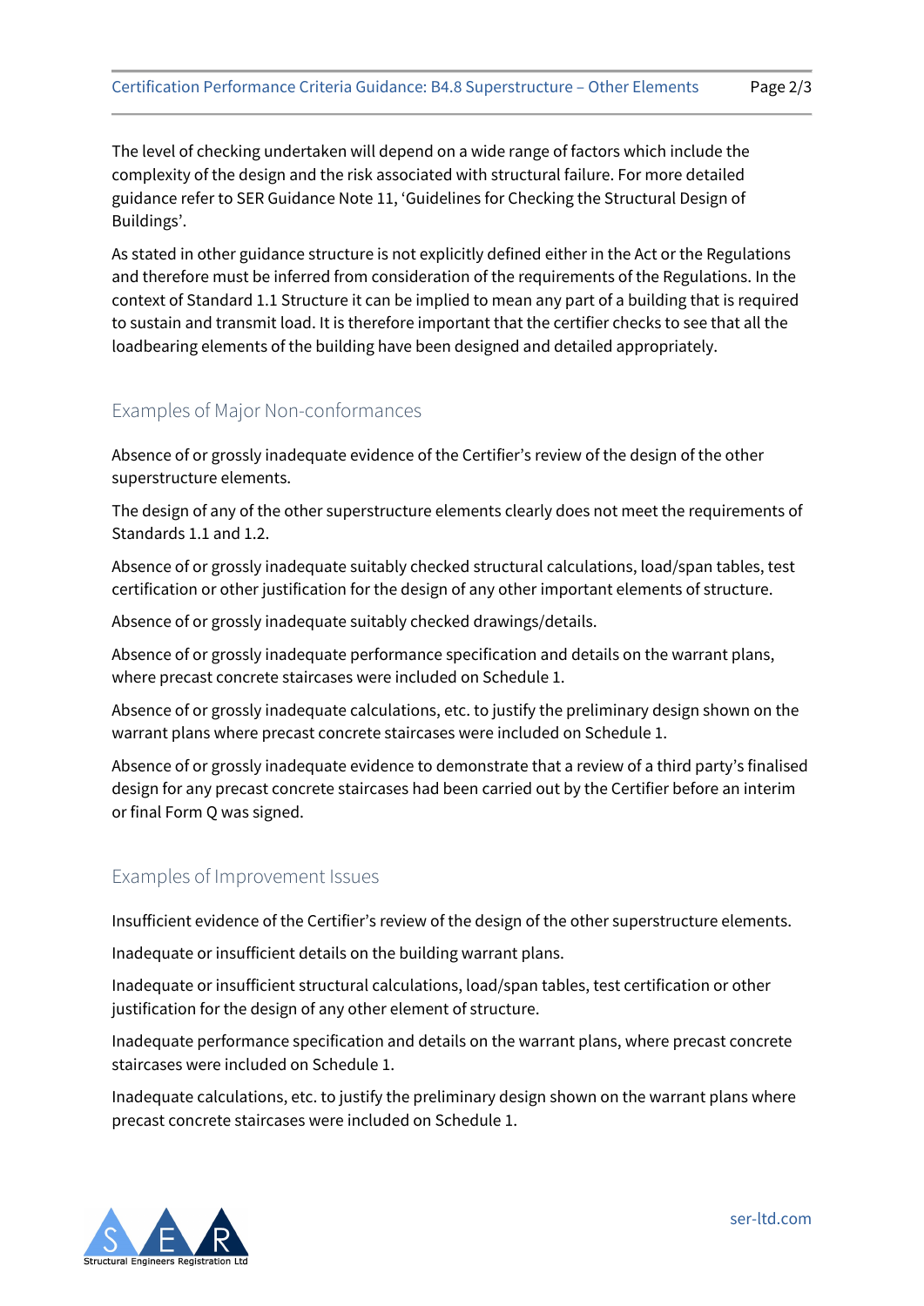The level of checking undertaken will depend on a wide range of factors which include the complexity of the design and the risk associated with structural failure. For more detailed guidance refer to SER Guidance Note 11, 'Guidelines for Checking the Structural Design of Buildings'.

As stated in other guidance structure is not explicitly defined either in the Act or the Regulations and therefore must be inferred from consideration of the requirements of the Regulations. In the context of Standard 1.1 Structure it can be implied to mean any part of a building that is required to sustain and transmit load. It is therefore important that the certifier checks to see that all the loadbearing elements of the building have been designed and detailed appropriately.

## Examples of Major Non-conformances

Absence of or grossly inadequate evidence of the Certifier's review of the design of the other superstructure elements.

The design of any of the other superstructure elements clearly does not meet the requirements of Standards 1.1 and 1.2.

Absence of or grossly inadequate suitably checked structural calculations, load/span tables, test certification or other justification for the design of any other important elements of structure.

Absence of or grossly inadequate suitably checked drawings/details.

Absence of or grossly inadequate performance specification and details on the warrant plans, where precast concrete staircases were included on Schedule 1.

Absence of or grossly inadequate calculations, etc. to justify the preliminary design shown on the warrant plans where precast concrete staircases were included on Schedule 1.

Absence of or grossly inadequate evidence to demonstrate that a review of a third party's finalised design for any precast concrete staircases had been carried out by the Certifier before an interim or final Form Q was signed.

## Examples of Improvement Issues

Insufficient evidence of the Certifier's review of the design of the other superstructure elements.

Inadequate or insufficient details on the building warrant plans.

Inadequate or insufficient structural calculations, load/span tables, test certification or other justification for the design of any other element of structure.

Inadequate performance specification and details on the warrant plans, where precast concrete staircases were included on Schedule 1.

Inadequate calculations, etc. to justify the preliminary design shown on the warrant plans where precast concrete staircases were included on Schedule 1.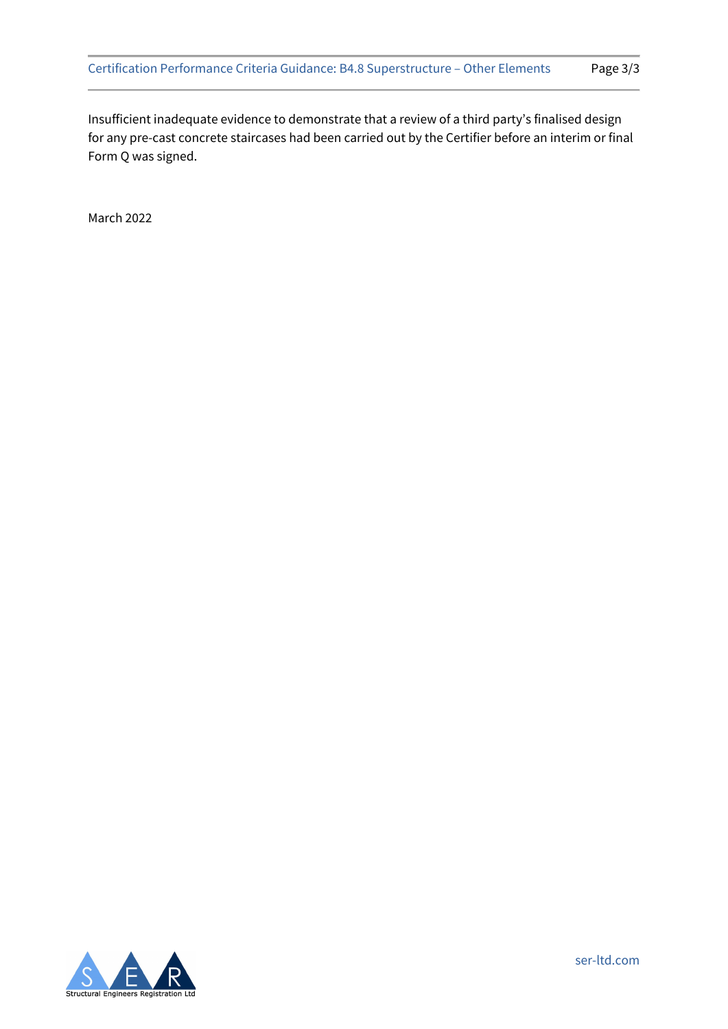Insufficient inadequate evidence to demonstrate that a review of a third party's finalised design for any pre-cast concrete staircases had been carried out by the Certifier before an interim or final Form Q was signed.

March 2022